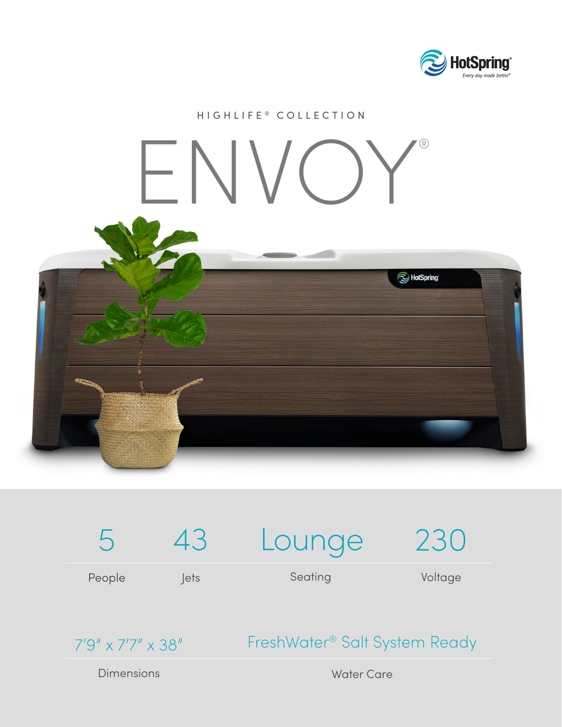HotSpring®

*Every day made better®*

HIGHLIFE® COLLECTION

# ENVOY®

| 5 | 43 | Lounge | 230 |
|---|---|---|---|
| People | Jets | Seating | Voltage |

| 7'9" x 7'7" x 38" | FreshWater® Salt System Ready |
|---|---|
| Dimensions | Water Care |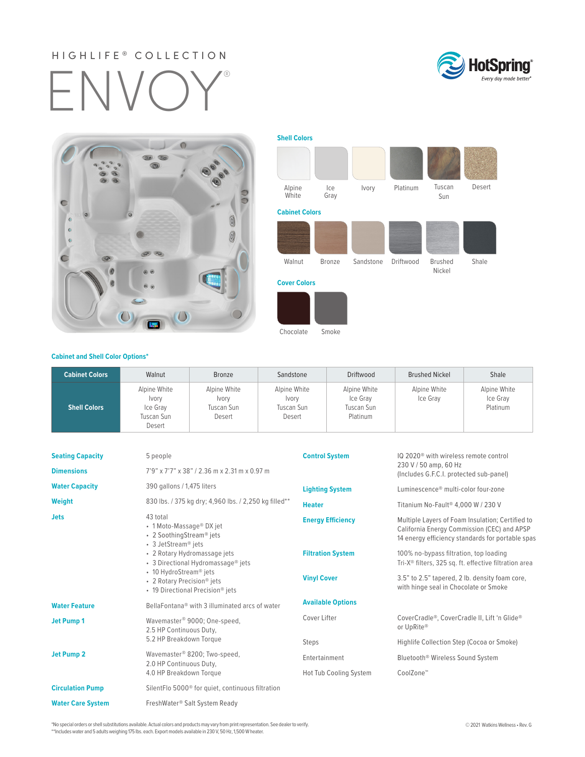HIGHLIFE® COLLECTION

# ENVOY®

HotSpring®
*Every day made better®*

### Shell Colors

Alpine White | Ice Gray | Ivory | Platinum | Tuscan Sun | Desert

### Cabinet Colors

Walnut | Bronze | Sandstone | Driftwood | Brushed Nickel | Shale

### Cover Colors

Chocolate | Smoke

### Cabinet and Shell Color Options*

| Cabinet Colors | Walnut | Bronze | Sandstone | Driftwood | Brushed Nickel | Shale |
|---|---|---|---|---|---|---|
| Shell Colors | Alpine White<br>Ivory<br>Ice Gray<br>Tuscan Sun<br>Desert | Alpine White<br>Ivory<br>Tuscan Sun<br>Desert | Alpine White<br>Ivory<br>Tuscan Sun<br>Desert | Alpine White<br>Ice Gray<br>Tuscan Sun<br>Platinum | Alpine White<br>Ice Gray | Alpine White<br>Ice Gray<br>Platinum |

**Seating Capacity**: 5 people

**Dimensions**: 7'9" x 7'7" x 38" / 2.36 m x 2.31 m x 0.97 m

**Water Capacity**: 390 gallons / 1,475 liters

**Weight**: 830 lbs. / 375 kg dry; 4,960 lbs. / 2,250 kg filled**

**Jets**: 43 total
- 1 Moto-Massage® DX jet
- 2 SoothingStream® jets
- 3 JetStream® jets
- 2 Rotary Hydromassage jets
- 3 Directional Hydromassage® jets
- 10 HydroStream® jets
- 2 Rotary Precision® jets
- 19 Directional Precision® jets

**Water Feature**: BellaFontana® with 3 illuminated arcs of water

**Jet Pump 1**: Wavemaster® 9000; One-speed, 2.5 HP Continuous Duty, 5.2 HP Breakdown Torque

**Jet Pump 2**: Wavemaster® 8200; Two-speed, 2.0 HP Continuous Duty, 4.0 HP Breakdown Torque

**Circulation Pump**: SilentFlo 5000® for quiet, continuous filtration

**Water Care System**: FreshWater® Salt System Ready

**Control System**: IQ 2020® with wireless remote control
230 V / 50 amp, 60 Hz
(Includes G.F.C.I. protected sub-panel)

**Lighting System**: Luminescence® multi-color four-zone

**Heater**: Titanium No-Fault® 4,000 W / 230 V

**Energy Efficiency**: Multiple Layers of Foam Insulation; Certified to California Energy Commission (CEC) and APSP 14 energy efficiency standards for portable spas

**Filtration System**: 100% no-bypass filtration, top loading Tri-X® filters, 325 sq. ft. effective filtration area

**Vinyl Cover**: 3.5" to 2.5" tapered, 2 lb. density foam core, with hinge seal in Chocolate or Smoke

**Available Options**

Cover Lifter: CoverCradle®, CoverCradle II, Lift 'n Glide® or UpRite®

Steps: Highlife Collection Step (Cocoa or Smoke)

Entertainment: Bluetooth® Wireless Sound System

Hot Tub Cooling System: CoolZone™

*No special orders or shell substitutions available. Actual colors and products may vary from print representation. See dealer to verify.
**Includes water and 5 adults weighing 175 lbs. each. Export models available in 230 V, 50 Hz, 1,500 W heater.

© 2021 Watkins Wellness • Rev. G